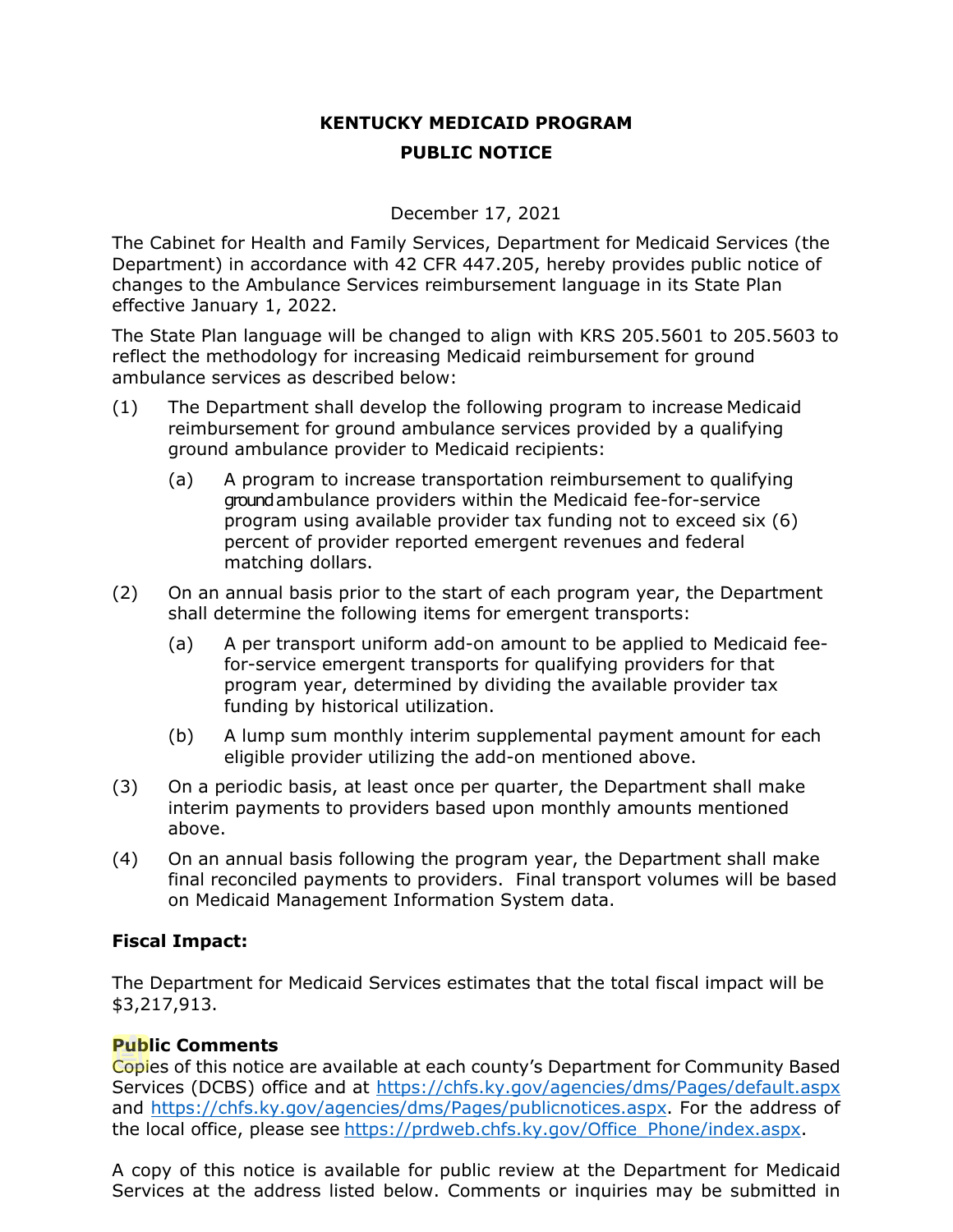**KENTUCKY MEDICAID PROGRAM**

**PUBLIC NOTICE**

December 17, 2021

The Cabinet for Health and Family Services, Department for Medicaid Services (the Department) in accordance with 42 CFR 447.205, hereby provides public notice of changes to the Ambulance Services reimbursement language in its State Plan effective January 1, 2022.

The State Plan language will be changed to align with KRS 205.5601 to 205.5603 to reflect the methodology for increasing Medicaid reimbursement for ground ambulance services as described below:

(1) The Department shall develop the following program to increase Medicaid reimbursement for ground ambulance services provided by a qualifying ground ambulance provider to Medicaid recipients:

 (a) A program to increase transportation reimbursement to qualifying ground ambulance providers within the Medicaid fee-for-service program using available provider tax funding not to exceed six (6) percent of provider reported emergent revenues and federal matching dollars.

(2) On an annual basis prior to the start of each program year, the Department shall determine the following items for emergent transports:

 (a) A per transport uniform add-on amount to be applied to Medicaid fee-for-service emergent transports for qualifying providers for that program year, determined by dividing the available provider tax funding by historical utilization.

 (b) A lump sum monthly interim supplemental payment amount for each eligible provider utilizing the add-on mentioned above.

(3) On a periodic basis, at least once per quarter, the Department shall make interim payments to providers based upon monthly amounts mentioned above.

(4) On an annual basis following the program year, the Department shall make final reconciled payments to providers. Final transport volumes will be based on Medicaid Management Information System data.

**Fiscal Impact:**

The Department for Medicaid Services estimates that the total fiscal impact will be $3,217,913.

**Public Comments**

Copies of this notice are available at each county's Department for Community Based Services (DCBS) office and at https://chfs.ky.gov/agencies/dms/Pages/default.aspx and https://chfs.ky.gov/agencies/dms/Pages/publicnotices.aspx. For the address of the local office, please see https://prdweb.chfs.ky.gov/Office_Phone/index.aspx.

A copy of this notice is available for public review at the Department for Medicaid Services at the address listed below. Comments or inquiries may be submitted in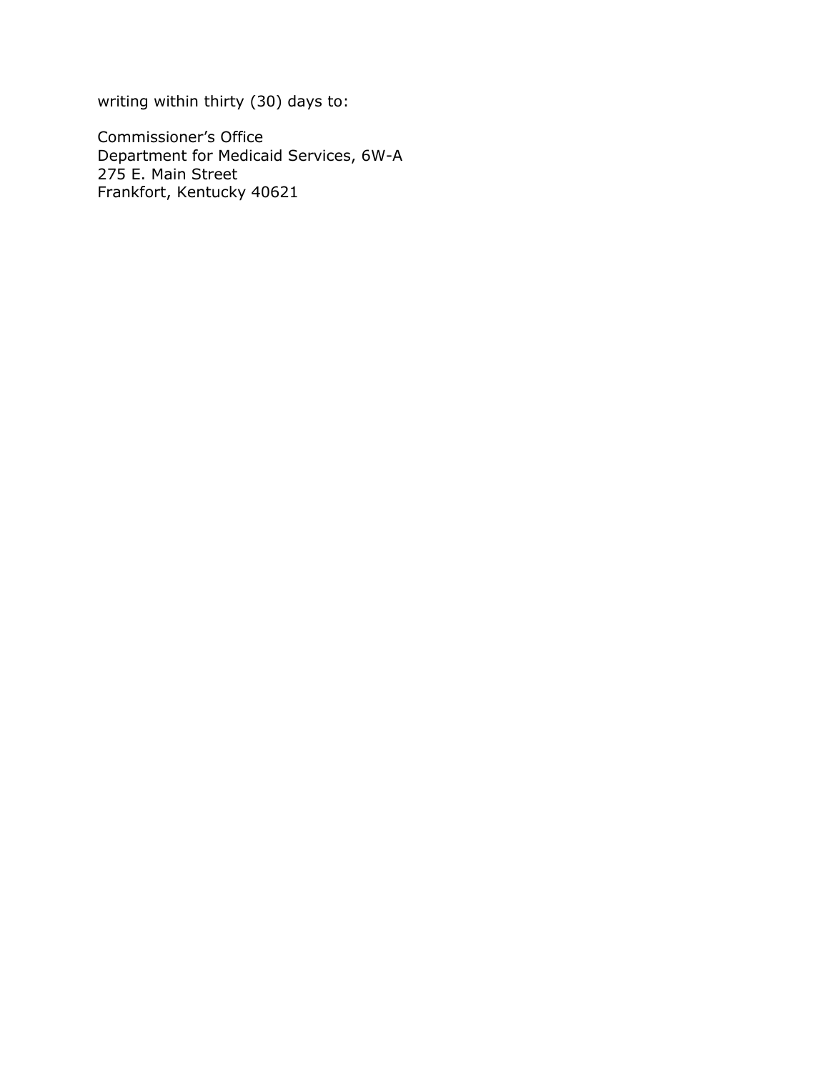writing within thirty (30) days to:

Commissioner's Office
Department for Medicaid Services, 6W-A
275 E. Main Street
Frankfort, Kentucky 40621